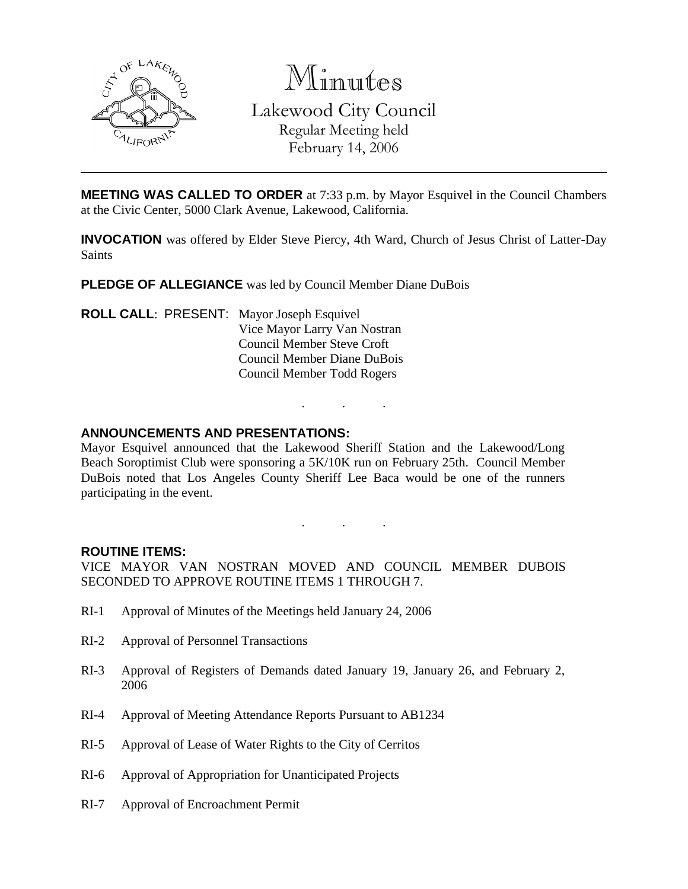# Minutes

Lakewood City Council
Regular Meeting held
February 14, 2006

---

**MEETING WAS CALLED TO ORDER** at 7:33 p.m. by Mayor Esquivel in the Council Chambers at the Civic Center, 5000 Clark Avenue, Lakewood, California.

**INVOCATION** was offered by Elder Steve Piercy, 4th Ward, Church of Jesus Christ of Latter-Day Saints

**PLEDGE OF ALLEGIANCE** was led by Council Member Diane DuBois

**ROLL CALL**: PRESENT: Mayor Joseph Esquivel
Vice Mayor Larry Van Nostran
Council Member Steve Croft
Council Member Diane DuBois
Council Member Todd Rogers

. . .

**ANNOUNCEMENTS AND PRESENTATIONS:**

Mayor Esquivel announced that the Lakewood Sheriff Station and the Lakewood/Long Beach Soroptimist Club were sponsoring a 5K/10K run on February 25th. Council Member DuBois noted that Los Angeles County Sheriff Lee Baca would be one of the runners participating in the event.

. . .

**ROUTINE ITEMS:**

VICE MAYOR VAN NOSTRAN MOVED AND COUNCIL MEMBER DUBOIS SECONDED TO APPROVE ROUTINE ITEMS 1 THROUGH 7.

RI-1 Approval of Minutes of the Meetings held January 24, 2006

RI-2 Approval of Personnel Transactions

RI-3 Approval of Registers of Demands dated January 19, January 26, and February 2, 2006

RI-4 Approval of Meeting Attendance Reports Pursuant to AB1234

RI-5 Approval of Lease of Water Rights to the City of Cerritos

RI-6 Approval of Appropriation for Unanticipated Projects

RI-7 Approval of Encroachment Permit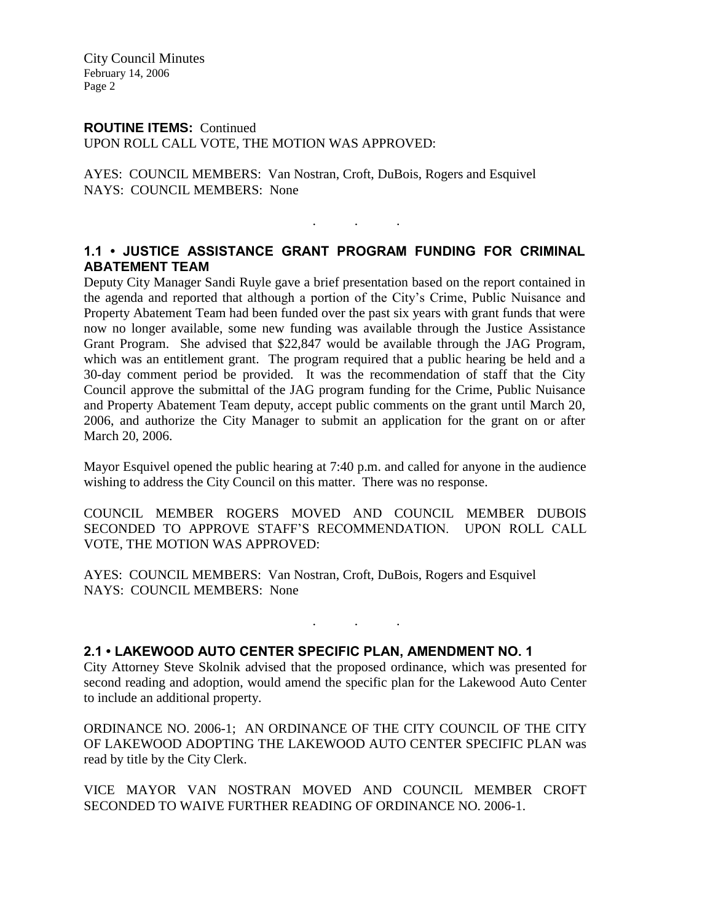**ROUTINE ITEMS:** Continued
UPON ROLL CALL VOTE, THE MOTION WAS APPROVED:

AYES: COUNCIL MEMBERS: Van Nostran, Croft, DuBois, Rogers and Esquivel
NAYS: COUNCIL MEMBERS: None

. . .

## 1.1 • JUSTICE ASSISTANCE GRANT PROGRAM FUNDING FOR CRIMINAL ABATEMENT TEAM

Deputy City Manager Sandi Ruyle gave a brief presentation based on the report contained in the agenda and reported that although a portion of the City's Crime, Public Nuisance and Property Abatement Team had been funded over the past six years with grant funds that were now no longer available, some new funding was available through the Justice Assistance Grant Program. She advised that $22,847 would be available through the JAG Program, which was an entitlement grant. The program required that a public hearing be held and a 30-day comment period be provided. It was the recommendation of staff that the City Council approve the submittal of the JAG program funding for the Crime, Public Nuisance and Property Abatement Team deputy, accept public comments on the grant until March 20, 2006, and authorize the City Manager to submit an application for the grant on or after March 20, 2006.

Mayor Esquivel opened the public hearing at 7:40 p.m. and called for anyone in the audience wishing to address the City Council on this matter. There was no response.

COUNCIL MEMBER ROGERS MOVED AND COUNCIL MEMBER DUBOIS SECONDED TO APPROVE STAFF'S RECOMMENDATION. UPON ROLL CALL VOTE, THE MOTION WAS APPROVED:

AYES: COUNCIL MEMBERS: Van Nostran, Croft, DuBois, Rogers and Esquivel
NAYS: COUNCIL MEMBERS: None

. . .

## 2.1 • LAKEWOOD AUTO CENTER SPECIFIC PLAN, AMENDMENT NO. 1

City Attorney Steve Skolnik advised that the proposed ordinance, which was presented for second reading and adoption, would amend the specific plan for the Lakewood Auto Center to include an additional property.

ORDINANCE NO. 2006-1; AN ORDINANCE OF THE CITY COUNCIL OF THE CITY OF LAKEWOOD ADOPTING THE LAKEWOOD AUTO CENTER SPECIFIC PLAN was read by title by the City Clerk.

VICE MAYOR VAN NOSTRAN MOVED AND COUNCIL MEMBER CROFT SECONDED TO WAIVE FURTHER READING OF ORDINANCE NO. 2006-1.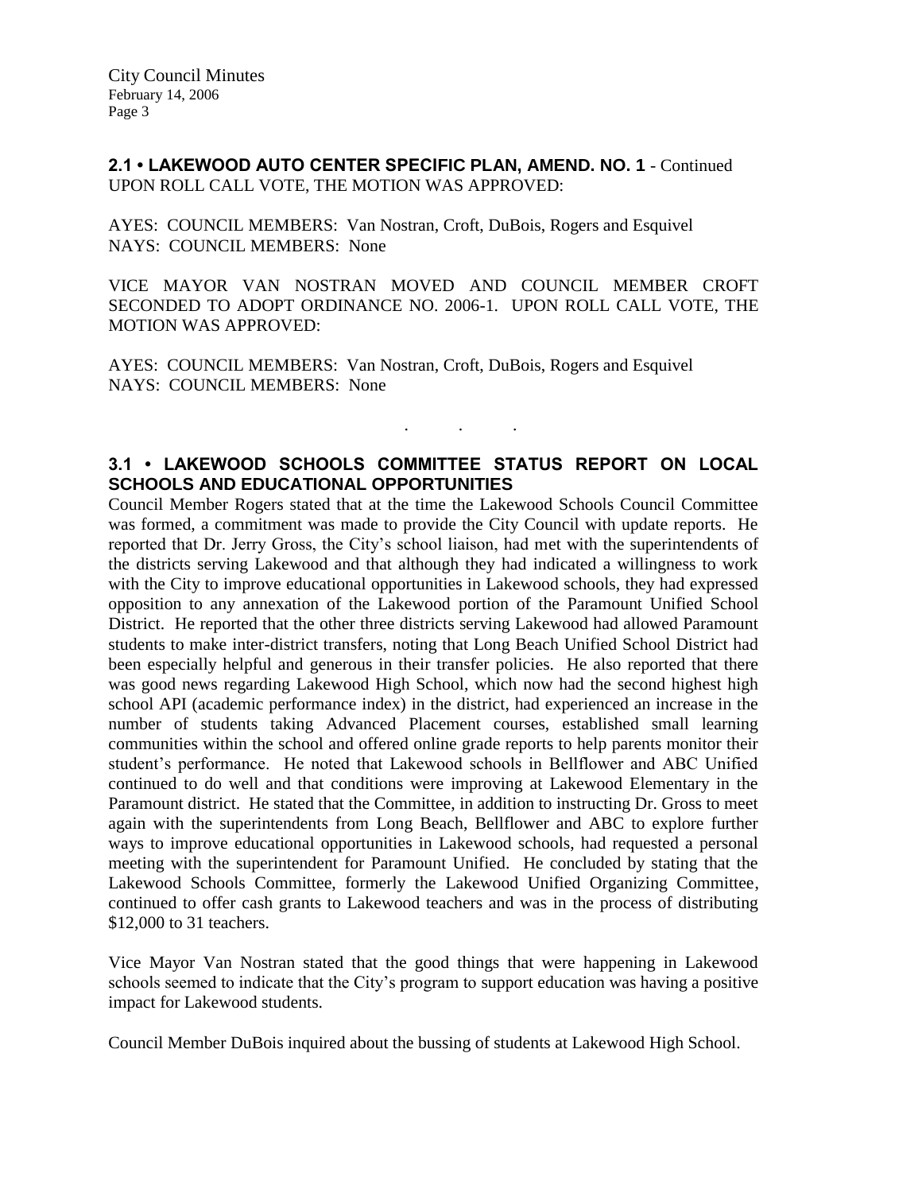**2.1 • LAKEWOOD AUTO CENTER SPECIFIC PLAN, AMEND. NO. 1** - Continued
UPON ROLL CALL VOTE, THE MOTION WAS APPROVED:

AYES: COUNCIL MEMBERS: Van Nostran, Croft, DuBois, Rogers and Esquivel
NAYS: COUNCIL MEMBERS: None

VICE MAYOR VAN NOSTRAN MOVED AND COUNCIL MEMBER CROFT SECONDED TO ADOPT ORDINANCE NO. 2006-1. UPON ROLL CALL VOTE, THE MOTION WAS APPROVED:

AYES: COUNCIL MEMBERS: Van Nostran, Croft, DuBois, Rogers and Esquivel
NAYS: COUNCIL MEMBERS: None

. . .

**3.1 • LAKEWOOD SCHOOLS COMMITTEE STATUS REPORT ON LOCAL SCHOOLS AND EDUCATIONAL OPPORTUNITIES**

Council Member Rogers stated that at the time the Lakewood Schools Council Committee was formed, a commitment was made to provide the City Council with update reports. He reported that Dr. Jerry Gross, the City's school liaison, had met with the superintendents of the districts serving Lakewood and that although they had indicated a willingness to work with the City to improve educational opportunities in Lakewood schools, they had expressed opposition to any annexation of the Lakewood portion of the Paramount Unified School District. He reported that the other three districts serving Lakewood had allowed Paramount students to make inter-district transfers, noting that Long Beach Unified School District had been especially helpful and generous in their transfer policies. He also reported that there was good news regarding Lakewood High School, which now had the second highest high school API (academic performance index) in the district, had experienced an increase in the number of students taking Advanced Placement courses, established small learning communities within the school and offered online grade reports to help parents monitor their student's performance. He noted that Lakewood schools in Bellflower and ABC Unified continued to do well and that conditions were improving at Lakewood Elementary in the Paramount district. He stated that the Committee, in addition to instructing Dr. Gross to meet again with the superintendents from Long Beach, Bellflower and ABC to explore further ways to improve educational opportunities in Lakewood schools, had requested a personal meeting with the superintendent for Paramount Unified. He concluded by stating that the Lakewood Schools Committee, formerly the Lakewood Unified Organizing Committee, continued to offer cash grants to Lakewood teachers and was in the process of distributing $12,000 to 31 teachers.

Vice Mayor Van Nostran stated that the good things that were happening in Lakewood schools seemed to indicate that the City's program to support education was having a positive impact for Lakewood students.

Council Member DuBois inquired about the bussing of students at Lakewood High School.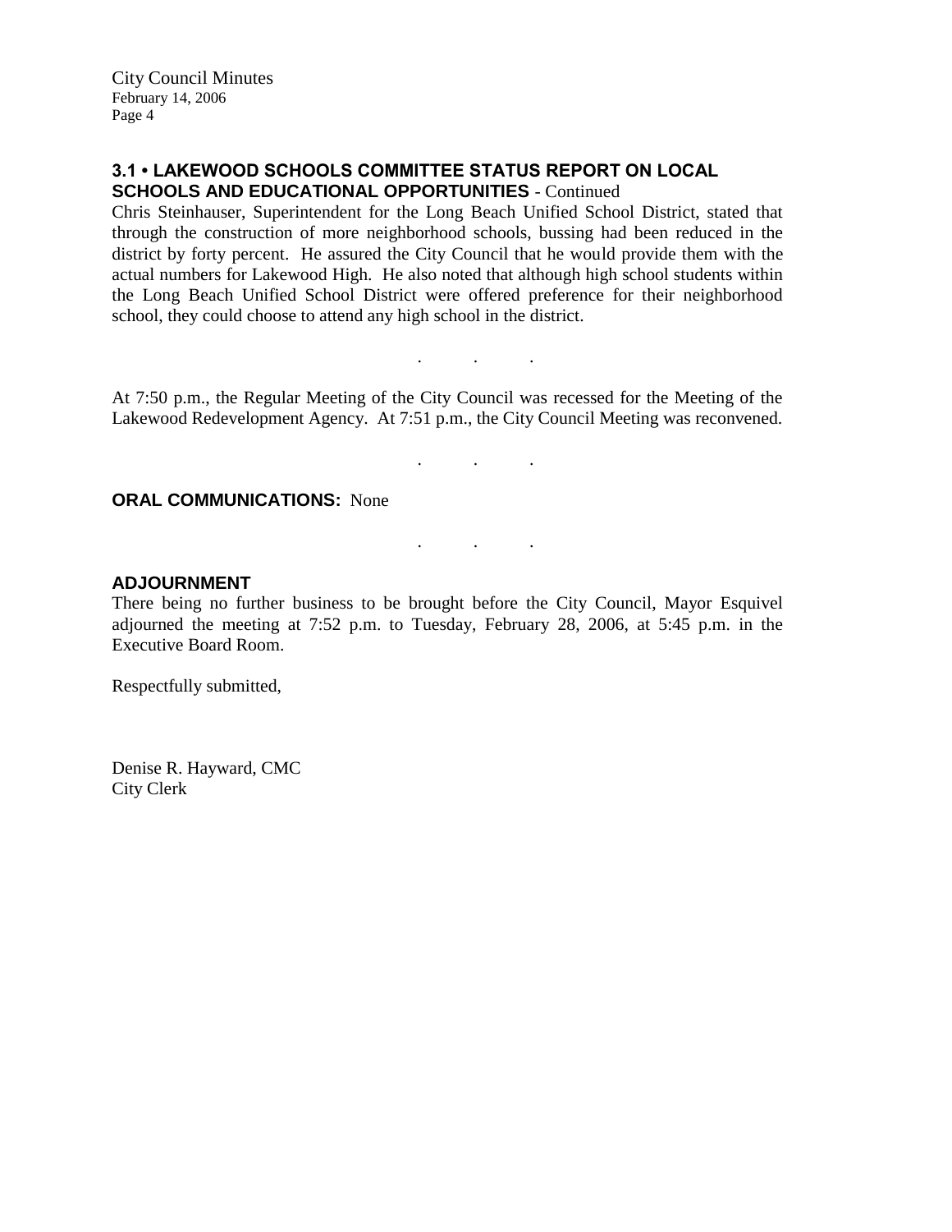### 3.1 • LAKEWOOD SCHOOLS COMMITTEE STATUS REPORT ON LOCAL SCHOOLS AND EDUCATIONAL OPPORTUNITIES - Continued

Chris Steinhauser, Superintendent for the Long Beach Unified School District, stated that through the construction of more neighborhood schools, bussing had been reduced in the district by forty percent. He assured the City Council that he would provide them with the actual numbers for Lakewood High. He also noted that although high school students within the Long Beach Unified School District were offered preference for their neighborhood school, they could choose to attend any high school in the district.

. . .

At 7:50 p.m., the Regular Meeting of the City Council was recessed for the Meeting of the Lakewood Redevelopment Agency. At 7:51 p.m., the City Council Meeting was reconvened.

. . .

**ORAL COMMUNICATIONS:** None

. . .

### ADJOURNMENT

There being no further business to be brought before the City Council, Mayor Esquivel adjourned the meeting at 7:52 p.m. to Tuesday, February 28, 2006, at 5:45 p.m. in the Executive Board Room.

Respectfully submitted,

Denise R. Hayward, CMC
City Clerk